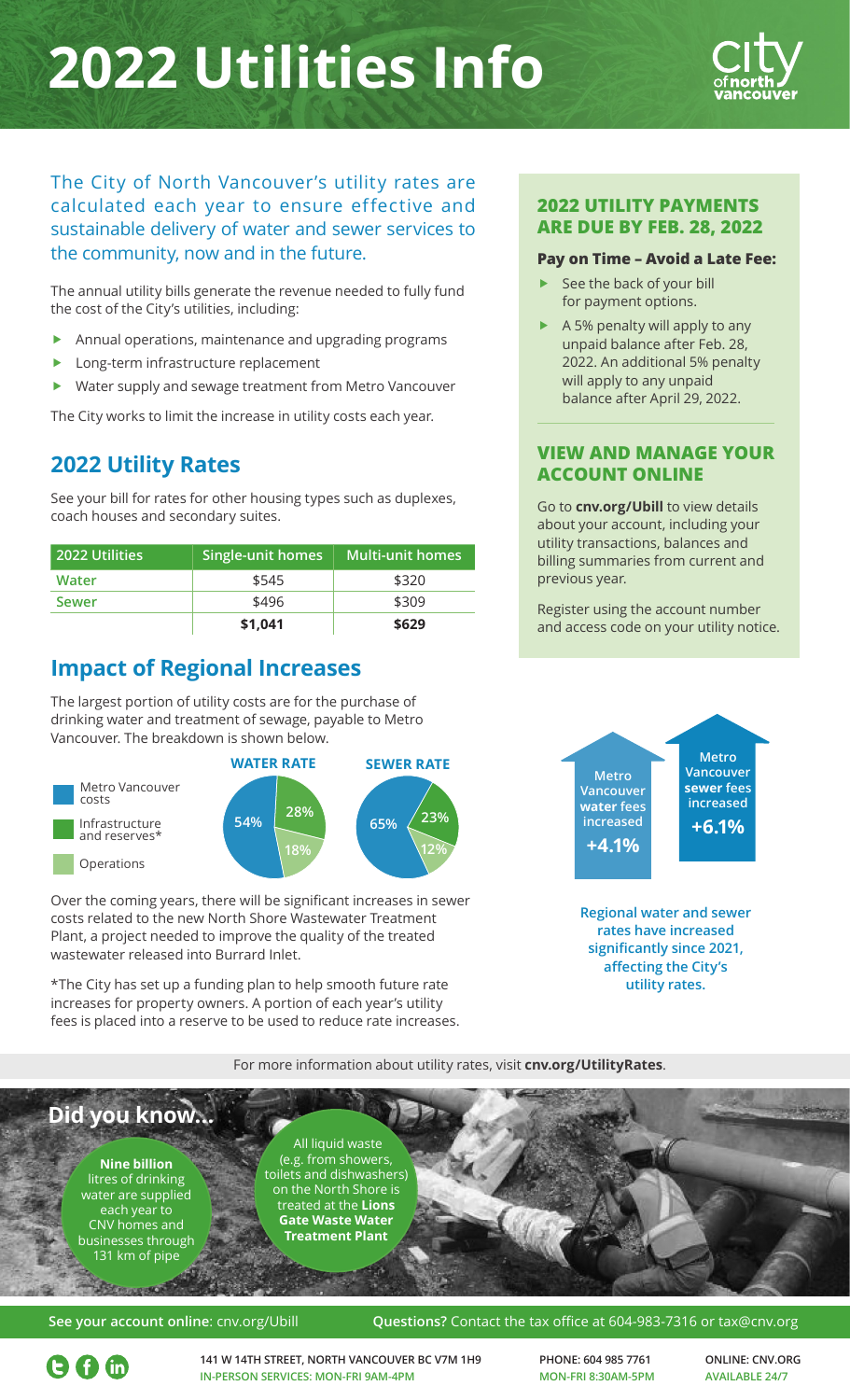# 2022 Utilities Info

The City of North Vancouver's utility rates are calculated each year to ensure effective and sustainable delivery of water and sewer services to the community, now and in the future.

The annual utility bills generate the revenue needed to fully fund the cost of the City's utilities, including:

- Annual operations, maintenance and upgrading programs
- Long-term infrastructure replacement
- Water supply and sewage treatment from Metro Vancouver

The City works to limit the increase in utility costs each year.

## 2022 Utility Rates

See your bill for rates for other housing types such as duplexes, coach houses and secondary suites.

| 2022 Utilities | Single-unit homes | Multi-unit homes |
|---|---|---|
| Water | $545 | $320 |
| Sewer | $496 | $309 |
| | **$1,041** | **$629** |

## Impact of Regional Increases

The largest portion of utility costs are for the purchase of drinking water and treatment of sewage, payable to Metro Vancouver. The breakdown is shown below.

| | WATER RATE | SEWER RATE |
|---|---|---|
| Metro Vancouver costs | 54% | 65% |
| Infrastructure and reserves* | 28% | 23% |
| Operations | 18% | 12% |

Over the coming years, there will be significant increases in sewer costs related to the new North Shore Wastewater Treatment Plant, a project needed to improve the quality of the treated wastewater released into Burrard Inlet.

*The City has set up a funding plan to help smooth future rate increases for property owners. A portion of each year's utility fees is placed into a reserve to be used to reduce rate increases.

### 2022 UTILITY PAYMENTS ARE DUE BY FEB. 28, 2022

**Pay on Time – Avoid a Late Fee:**

- See the back of your bill for payment options.
- A 5% penalty will apply to any unpaid balance after Feb. 28, 2022. An additional 5% penalty will apply to any unpaid balance after April 29, 2022.

### VIEW AND MANAGE YOUR ACCOUNT ONLINE

Go to **cnv.org/Ubill** to view details about your account, including your utility transactions, balances and billing summaries from current and previous year.

Register using the account number and access code on your utility notice.

Metro Vancouver **water** fees increased **+4.1%**

Metro Vancouver **sewer** fees increased **+6.1%**

**Regional water and sewer rates have increased significantly since 2021, affecting the City's utility rates.**

For more information about utility rates, visit **cnv.org/UtilityRates**.

## Did you know...

**Nine billion** litres of drinking water are supplied each year to CNV homes and businesses through 131 km of pipe

All liquid waste (e.g. from showers, toilets and dishwashers) on the North Shore is treated at the **Lions Gate Waste Water Treatment Plant**

**See your account online**: cnv.org/Ubill

**Questions?** Contact the tax office at 604-983-7316 or tax@cnv.org

141 W 14TH STREET, NORTH VANCOUVER BC V7M 1H9
IN-PERSON SERVICES: MON-FRI 9AM-4PM

PHONE: 604 985 7761
MON-FRI 8:30AM-5PM

ONLINE: CNV.ORG
AVAILABLE 24/7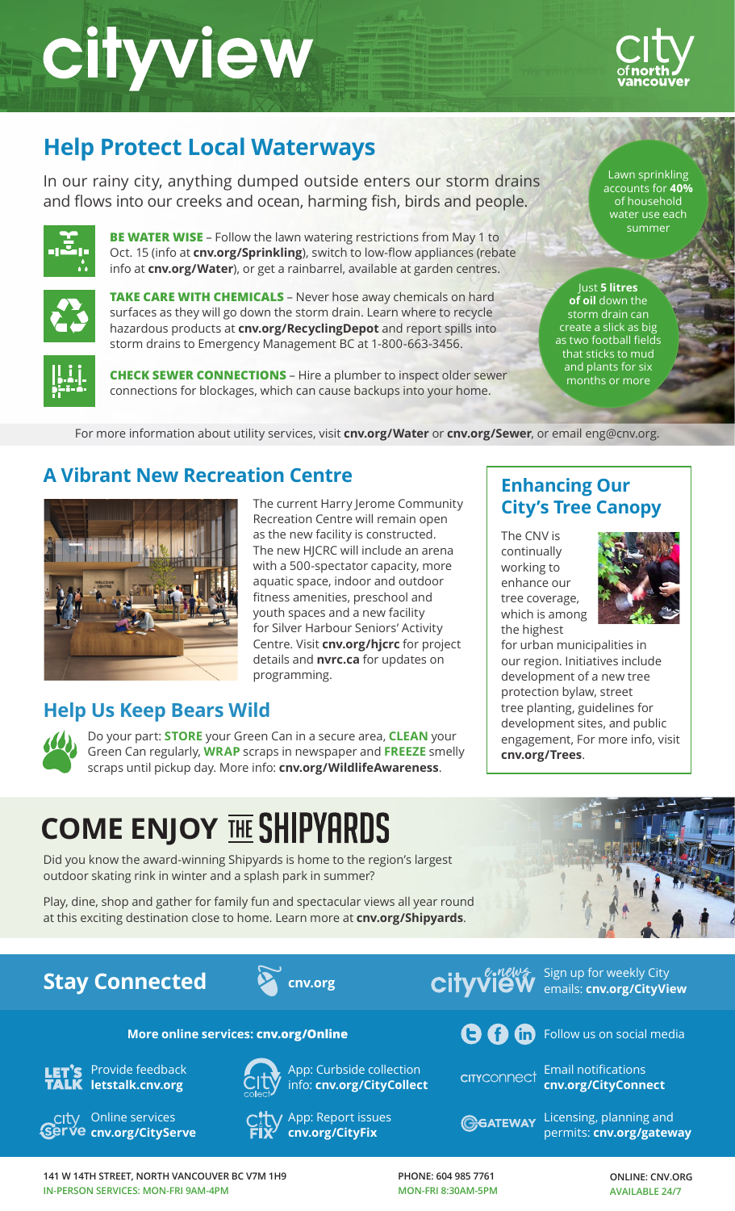# cityview

## Help Protect Local Waterways

In our rainy city, anything dumped outside enters our storm drains and flows into our creeks and ocean, harming fish, birds and people.

**BE WATER WISE** – Follow the lawn watering restrictions from May 1 to Oct. 15 (info at **cnv.org/Sprinkling**), switch to low-flow appliances (rebate info at **cnv.org/Water**), or get a rainbarrel, available at garden centres.

**TAKE CARE WITH CHEMICALS** – Never hose away chemicals on hard surfaces as they will go down the storm drain. Learn where to recycle hazardous products at **cnv.org/RecyclingDepot** and report spills into storm drains to Emergency Management BC at 1-800-663-3456.

**CHECK SEWER CONNECTIONS** – Hire a plumber to inspect older sewer connections for blockages, which can cause backups into your home.

Lawn sprinkling accounts for **40%** of household water use each summer

Just **5 litres of oil** down the storm drain can create a slick as big as two football fields that sticks to mud and plants for six months or more

For more information about utility services, visit **cnv.org/Water** or **cnv.org/Sewer**, or email eng@cnv.org.

## A Vibrant New Recreation Centre

The current Harry Jerome Community Recreation Centre will remain open as the new facility is constructed. The new HJCRC will include an arena with a 500-spectator capacity, more aquatic space, indoor and outdoor fitness amenities, preschool and youth spaces and a new facility for Silver Harbour Seniors' Activity Centre. Visit **cnv.org/hjcrc** for project details and **nvrc.ca** for updates on programming.

## Help Us Keep Bears Wild

Do your part: **STORE** your Green Can in a secure area, **CLEAN** your Green Can regularly, **WRAP** scraps in newspaper and **FREEZE** smelly scraps until pickup day. More info: **cnv.org/WildlifeAwareness**.

## Enhancing Our City's Tree Canopy

The CNV is continually working to enhance our tree coverage, which is among the highest for urban municipalities in our region. Initiatives include development of a new tree protection bylaw, street tree planting, guidelines for development sites, and public engagement, For more info, visit **cnv.org/Trees**.

## COME ENJOY THE SHIPYARDS

Did you know the award-winning Shipyards is home to the region's largest outdoor skating rink in winter and a splash park in summer?

Play, dine, shop and gather for family fun and spectacular views all year round at this exciting destination close to home. Learn more at **cnv.org/Shipyards**.

## Stay Connected

**cnv.org**

cityview e-news – Sign up for weekly City emails: **cnv.org/CityView**

**More online services: cnv.org/Online**

Follow us on social media

LET'S TALK – Provide feedback **letstalk.cnv.org**

City Collect – App: Curbside collection info: **cnv.org/CityCollect**

CITYconnect – Email notifications **cnv.org/CityConnect**

City Serve – Online services **cnv.org/CityServe**

City FIX – App: Report issues **cnv.org/CityFix**

GATEWAY – Licensing, planning and permits: **cnv.org/gateway**

**141 W 14TH STREET, NORTH VANCOUVER BC V7M 1H9**
**IN-PERSON SERVICES: MON-FRI 9AM-4PM**

**PHONE: 604 985 7761**
**MON-FRI 8:30AM-5PM**

**ONLINE: CNV.ORG**
**AVAILABLE 24/7**